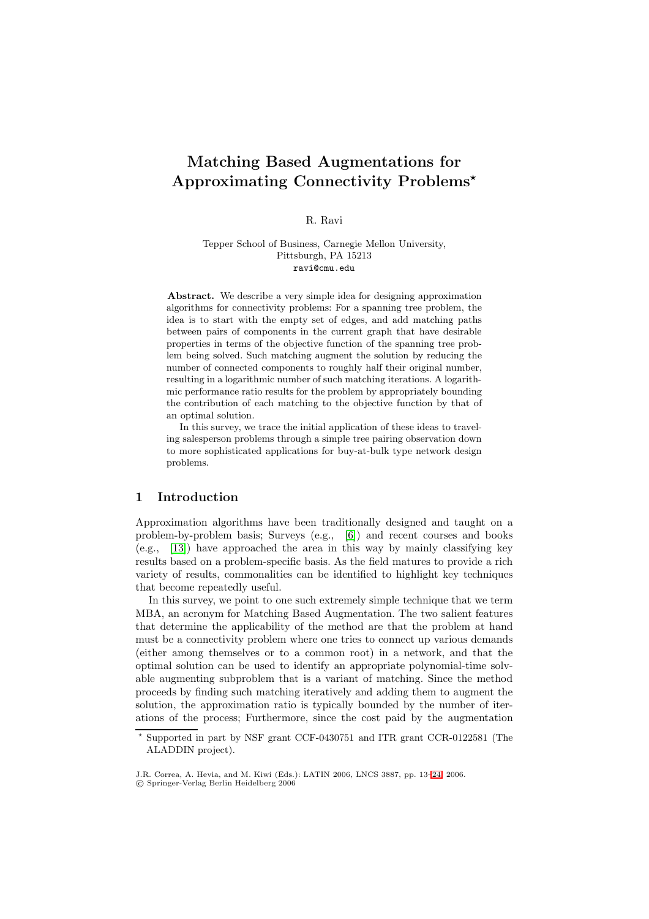# Matching Based Augmentations for Approximating Connectivity Problems*

R. Ravi

Tepper School of Business, Carnegie Mellon University,
Pittsburgh, PA 15213
ravi@cmu.edu

**Abstract.** We describe a very simple idea for designing approximation algorithms for connectivity problems: For a spanning tree problem, the idea is to start with the empty set of edges, and add matching paths between pairs of components in the current graph that have desirable properties in terms of the objective function of the spanning tree problem being solved. Such matching augment the solution by reducing the number of connected components to roughly half their original number, resulting in a logarithmic number of such matching iterations. A logarithmic performance ratio results for the problem by appropriately bounding the contribution of each matching to the objective function by that of an optimal solution.

In this survey, we trace the initial application of these ideas to traveling salesperson problems through a simple tree pairing observation down to more sophisticated applications for buy-at-bulk type network design problems.

## 1 Introduction

Approximation algorithms have been traditionally designed and taught on a problem-by-problem basis; Surveys (e.g., [6]) and recent courses and books (e.g., [13]) have approached the area in this way by mainly classifying key results based on a problem-specific basis. As the field matures to provide a rich variety of results, commonalities can be identified to highlight key techniques that become repeatedly useful.

In this survey, we point to one such extremely simple technique that we term MBA, an acronym for Matching Based Augmentation. The two salient features that determine the applicability of the method are that the problem at hand must be a connectivity problem where one tries to connect up various demands (either among themselves or to a common root) in a network, and that the optimal solution can be used to identify an appropriate polynomial-time solvable augmenting subproblem that is a variant of matching. Since the method proceeds by finding such matching iteratively and adding them to augment the solution, the approximation ratio is typically bounded by the number of iterations of the process; Furthermore, since the cost paid by the augmentation

* Supported in part by NSF grant CCF-0430751 and ITR grant CCR-0122581 (The ALADDIN project).

J.R. Correa, A. Hevia, and M. Kiwi (Eds.): LATIN 2006, LNCS 3887, pp. 13–24, 2006.
© Springer-Verlag Berlin Heidelberg 2006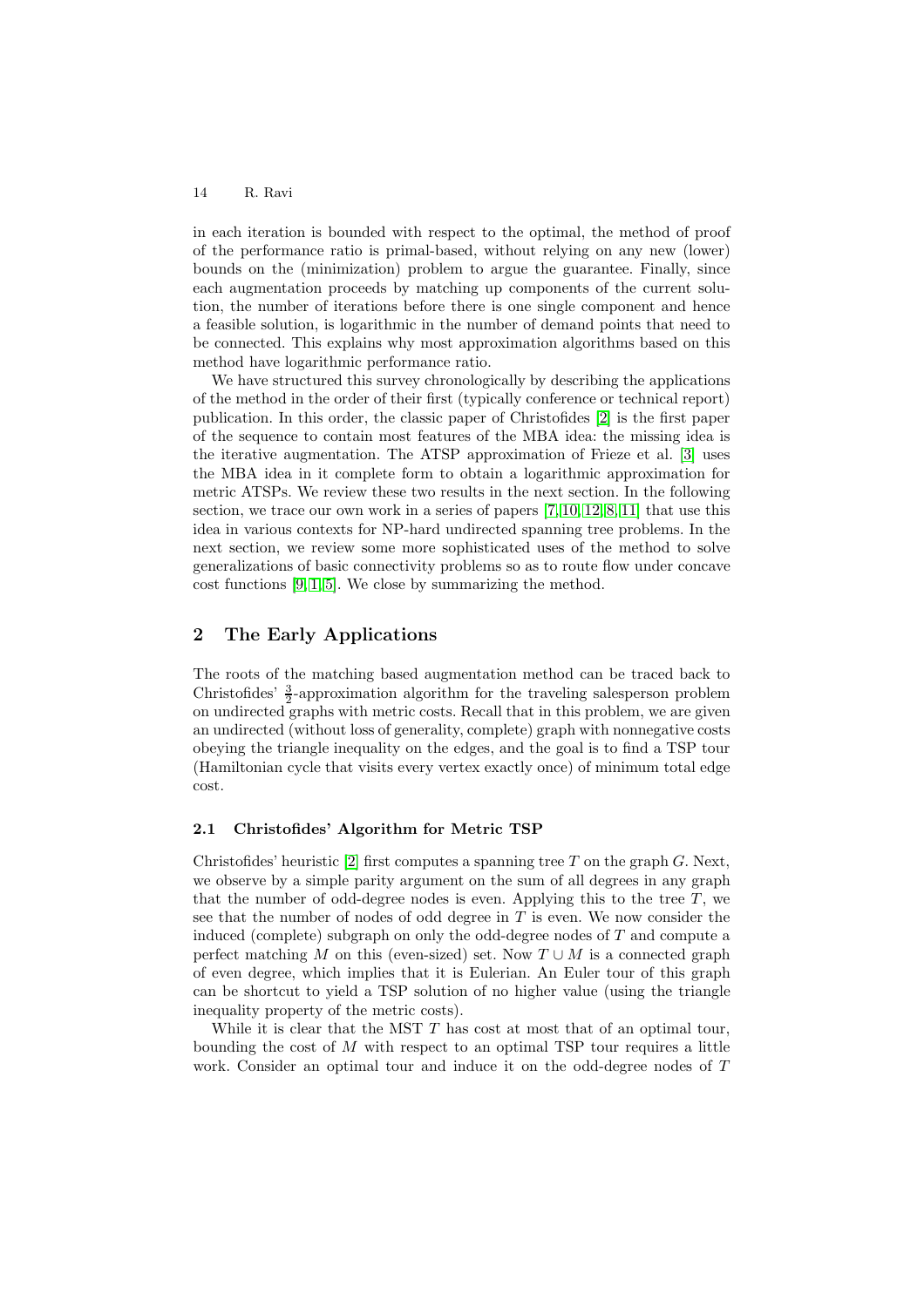in each iteration is bounded with respect to the optimal, the method of proof of the performance ratio is primal-based, without relying on any new (lower) bounds on the (minimization) problem to argue the guarantee. Finally, since each augmentation proceeds by matching up components of the current solution, the number of iterations before there is one single component and hence a feasible solution, is logarithmic in the number of demand points that need to be connected. This explains why most approximation algorithms based on this method have logarithmic performance ratio.

We have structured this survey chronologically by describing the applications of the method in the order of their first (typically conference or technical report) publication. In this order, the classic paper of Christofides [2] is the first paper of the sequence to contain most features of the MBA idea: the missing idea is the iterative augmentation. The ATSP approximation of Frieze et al. [3] uses the MBA idea in it complete form to obtain a logarithmic approximation for metric ATSPs. We review these two results in the next section. In the following section, we trace our own work in a series of papers [7,10,12,8,11] that use this idea in various contexts for NP-hard undirected spanning tree problems. In the next section, we review some more sophisticated uses of the method to solve generalizations of basic connectivity problems so as to route flow under concave cost functions [9,1,5]. We close by summarizing the method.

## 2 The Early Applications

The roots of the matching based augmentation method can be traced back to Christofides' $\frac{3}{2}$-approximation algorithm for the traveling salesperson problem on undirected graphs with metric costs. Recall that in this problem, we are given an undirected (without loss of generality, complete) graph with nonnegative costs obeying the triangle inequality on the edges, and the goal is to find a TSP tour (Hamiltonian cycle that visits every vertex exactly once) of minimum total edge cost.

### 2.1 Christofides' Algorithm for Metric TSP

Christofides' heuristic [2] first computes a spanning tree $T$ on the graph $G$. Next, we observe by a simple parity argument on the sum of all degrees in any graph that the number of odd-degree nodes is even. Applying this to the tree $T$, we see that the number of nodes of odd degree in $T$ is even. We now consider the induced (complete) subgraph on only the odd-degree nodes of $T$ and compute a perfect matching $M$ on this (even-sized) set. Now $T \cup M$ is a connected graph of even degree, which implies that it is Eulerian. An Euler tour of this graph can be shortcut to yield a TSP solution of no higher value (using the triangle inequality property of the metric costs).

While it is clear that the MST $T$ has cost at most that of an optimal tour, bounding the cost of $M$ with respect to an optimal TSP tour requires a little work. Consider an optimal tour and induce it on the odd-degree nodes of $T$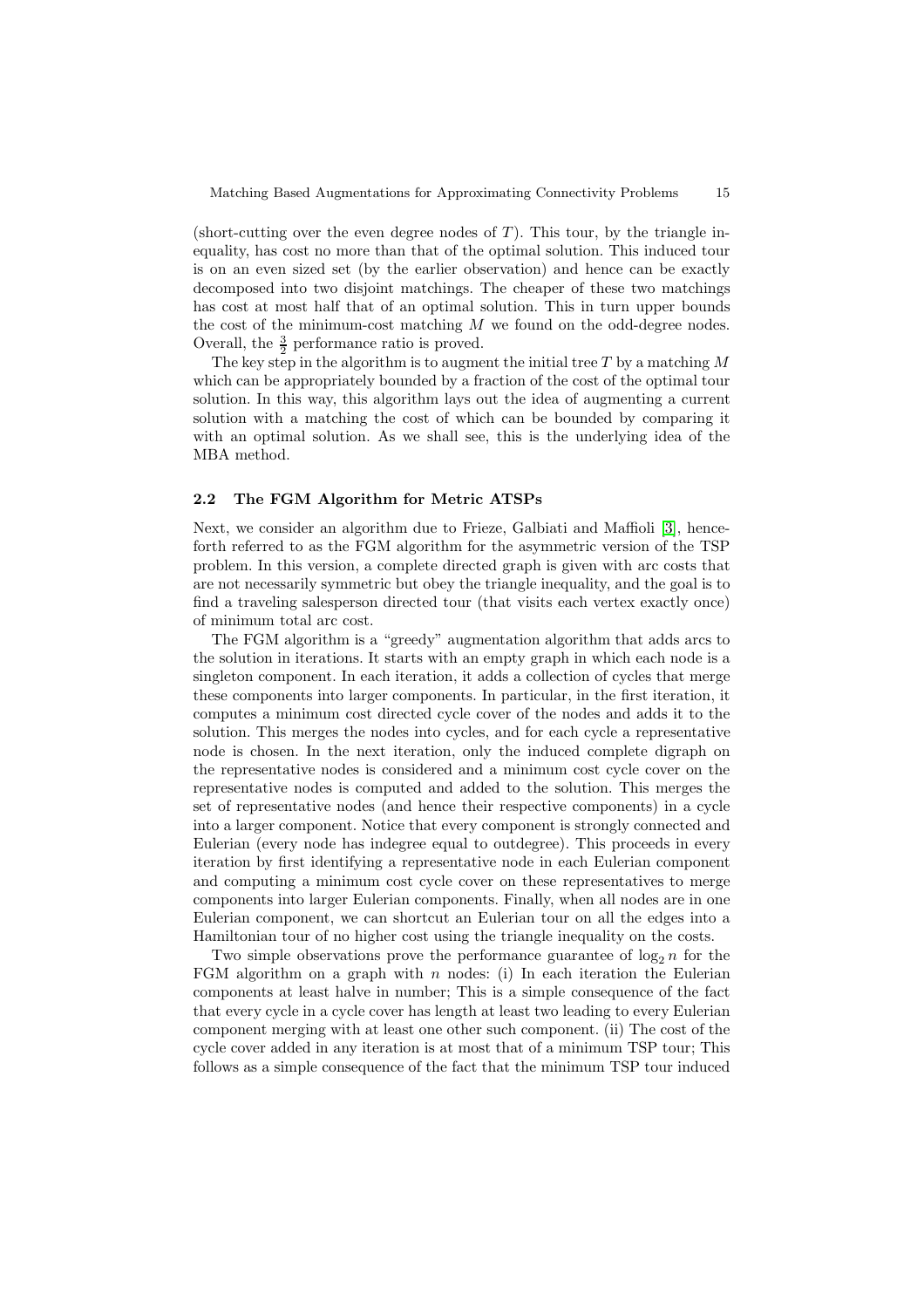(short-cutting over the even degree nodes of $T$). This tour, by the triangle inequality, has cost no more than that of the optimal solution. This induced tour is on an even sized set (by the earlier observation) and hence can be exactly decomposed into two disjoint matchings. The cheaper of these two matchings has cost at most half that of an optimal solution. This in turn upper bounds the cost of the minimum-cost matching $M$ we found on the odd-degree nodes. Overall, the $\frac{3}{2}$ performance ratio is proved.

The key step in the algorithm is to augment the initial tree $T$ by a matching $M$ which can be appropriately bounded by a fraction of the cost of the optimal tour solution. In this way, this algorithm lays out the idea of augmenting a current solution with a matching the cost of which can be bounded by comparing it with an optimal solution. As we shall see, this is the underlying idea of the MBA method.

### 2.2 The FGM Algorithm for Metric ATSPs

Next, we consider an algorithm due to Frieze, Galbiati and Maffioli [3], henceforth referred to as the FGM algorithm for the asymmetric version of the TSP problem. In this version, a complete directed graph is given with arc costs that are not necessarily symmetric but obey the triangle inequality, and the goal is to find a traveling salesperson directed tour (that visits each vertex exactly once) of minimum total arc cost.

The FGM algorithm is a "greedy" augmentation algorithm that adds arcs to the solution in iterations. It starts with an empty graph in which each node is a singleton component. In each iteration, it adds a collection of cycles that merge these components into larger components. In particular, in the first iteration, it computes a minimum cost directed cycle cover of the nodes and adds it to the solution. This merges the nodes into cycles, and for each cycle a representative node is chosen. In the next iteration, only the induced complete digraph on the representative nodes is considered and a minimum cost cycle cover on the representative nodes is computed and added to the solution. This merges the set of representative nodes (and hence their respective components) in a cycle into a larger component. Notice that every component is strongly connected and Eulerian (every node has indegree equal to outdegree). This proceeds in every iteration by first identifying a representative node in each Eulerian component and computing a minimum cost cycle cover on these representatives to merge components into larger Eulerian components. Finally, when all nodes are in one Eulerian component, we can shortcut an Eulerian tour on all the edges into a Hamiltonian tour of no higher cost using the triangle inequality on the costs.

Two simple observations prove the performance guarantee of $\log_2 n$ for the FGM algorithm on a graph with $n$ nodes: (i) In each iteration the Eulerian components at least halve in number; This is a simple consequence of the fact that every cycle in a cycle cover has length at least two leading to every Eulerian component merging with at least one other such component. (ii) The cost of the cycle cover added in any iteration is at most that of a minimum TSP tour; This follows as a simple consequence of the fact that the minimum TSP tour induced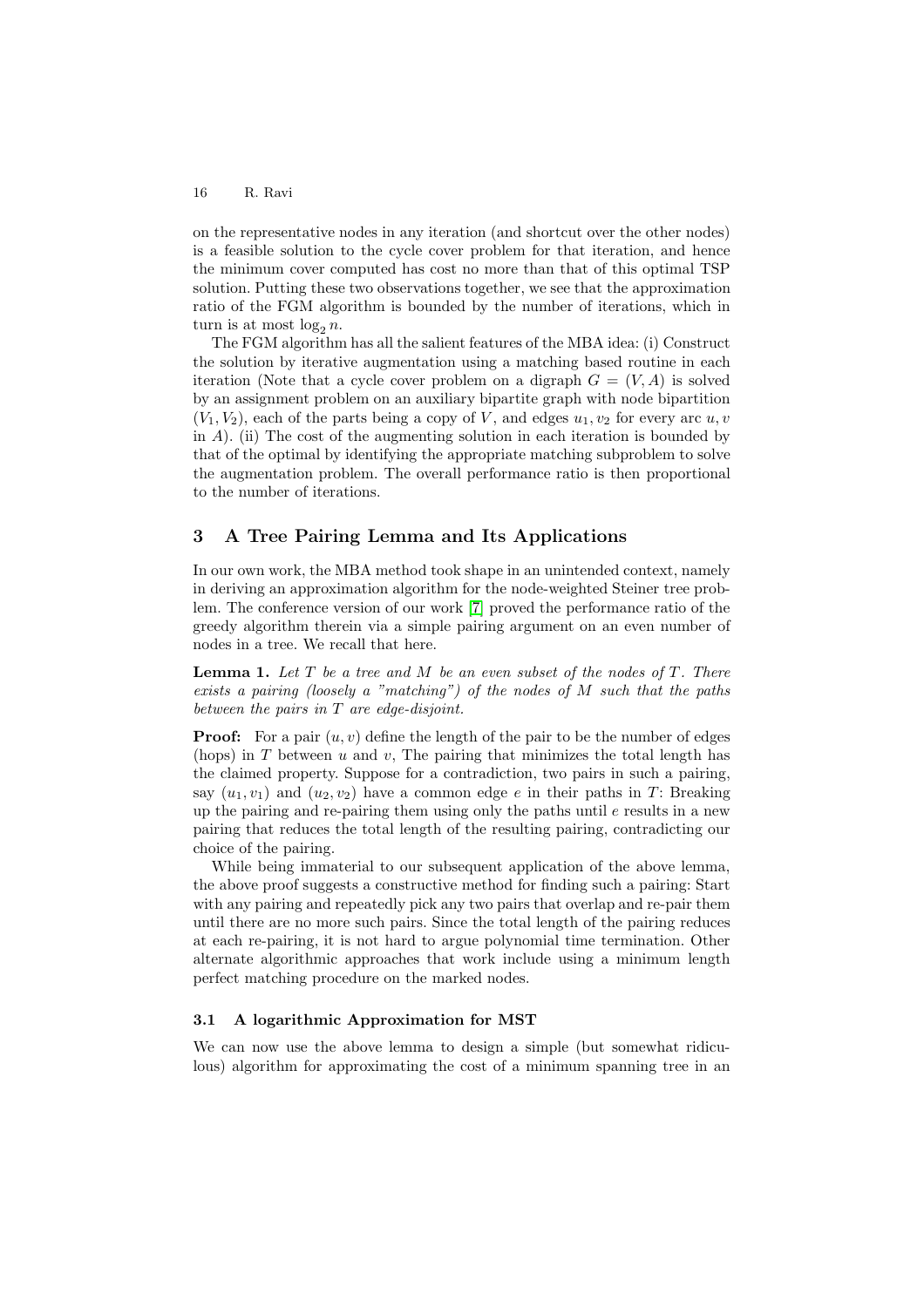on the representative nodes in any iteration (and shortcut over the other nodes) is a feasible solution to the cycle cover problem for that iteration, and hence the minimum cover computed has cost no more than that of this optimal TSP solution. Putting these two observations together, we see that the approximation ratio of the FGM algorithm is bounded by the number of iterations, which in turn is at most $\log_2 n$.

The FGM algorithm has all the salient features of the MBA idea: (i) Construct the solution by iterative augmentation using a matching based routine in each iteration (Note that a cycle cover problem on a digraph $G = (V, A)$ is solved by an assignment problem on an auxiliary bipartite graph with node bipartition $(V_1, V_2)$, each of the parts being a copy of $V$, and edges $u_1, v_2$ for every arc $u, v$ in $A$). (ii) The cost of the augmenting solution in each iteration is bounded by that of the optimal by identifying the appropriate matching subproblem to solve the augmentation problem. The overall performance ratio is then proportional to the number of iterations.

## 3 A Tree Pairing Lemma and Its Applications

In our own work, the MBA method took shape in an unintended context, namely in deriving an approximation algorithm for the node-weighted Steiner tree problem. The conference version of our work [7] proved the performance ratio of the greedy algorithm therein via a simple pairing argument on an even number of nodes in a tree. We recall that here.

**Lemma 1.** *Let $T$ be a tree and $M$ be an even subset of the nodes of $T$. There exists a pairing (loosely a "matching") of the nodes of $M$ such that the paths between the pairs in $T$ are edge-disjoint.*

**Proof:** For a pair $(u, v)$ define the length of the pair to be the number of edges (hops) in $T$ between $u$ and $v$, The pairing that minimizes the total length has the claimed property. Suppose for a contradiction, two pairs in such a pairing, say $(u_1, v_1)$ and $(u_2, v_2)$ have a common edge $e$ in their paths in $T$: Breaking up the pairing and re-pairing them using only the paths until $e$ results in a new pairing that reduces the total length of the resulting pairing, contradicting our choice of the pairing.

While being immaterial to our subsequent application of the above lemma, the above proof suggests a constructive method for finding such a pairing: Start with any pairing and repeatedly pick any two pairs that overlap and re-pair them until there are no more such pairs. Since the total length of the pairing reduces at each re-pairing, it is not hard to argue polynomial time termination. Other alternate algorithmic approaches that work include using a minimum length perfect matching procedure on the marked nodes.

### 3.1 A logarithmic Approximation for MST

We can now use the above lemma to design a simple (but somewhat ridiculous) algorithm for approximating the cost of a minimum spanning tree in an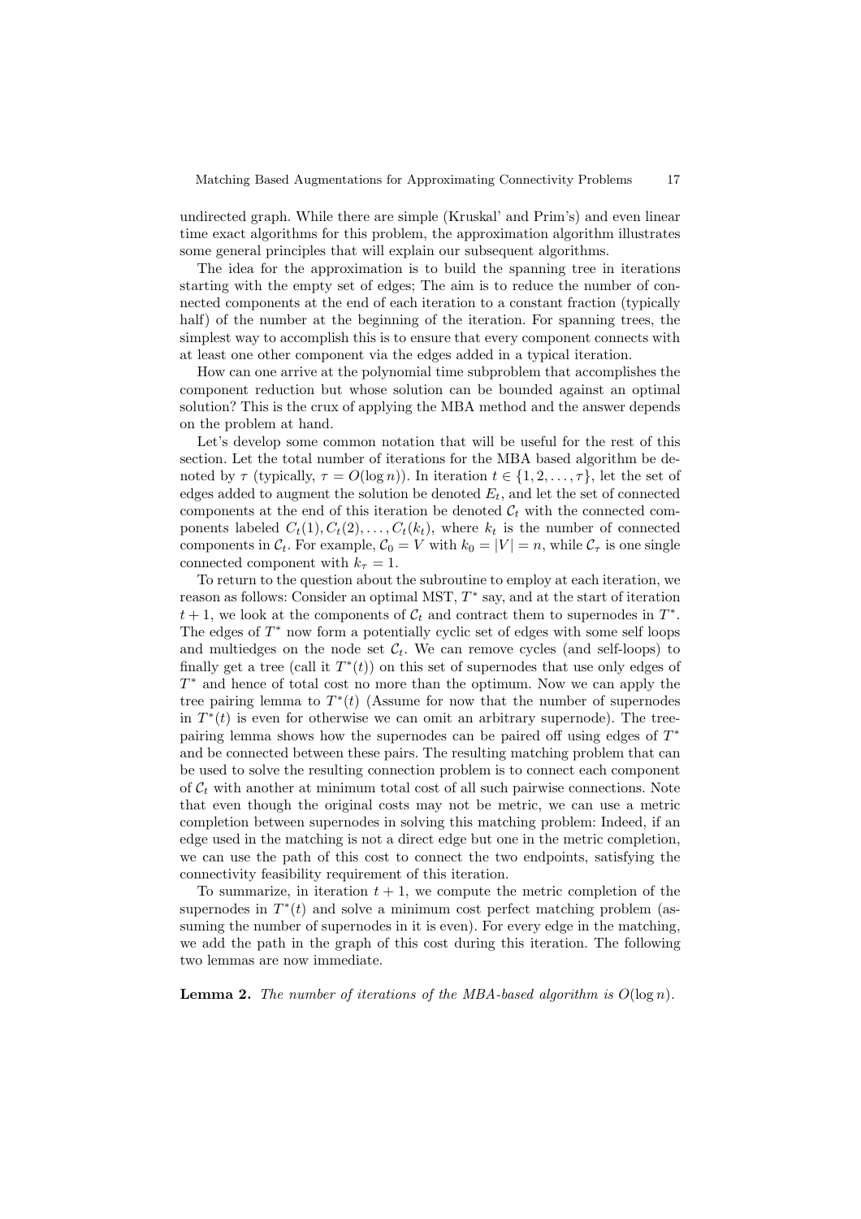undirected graph. While there are simple (Kruskal' and Prim's) and even linear time exact algorithms for this problem, the approximation algorithm illustrates some general principles that will explain our subsequent algorithms.

The idea for the approximation is to build the spanning tree in iterations starting with the empty set of edges; The aim is to reduce the number of connected components at the end of each iteration to a constant fraction (typically half) of the number at the beginning of the iteration. For spanning trees, the simplest way to accomplish this is to ensure that every component connects with at least one other component via the edges added in a typical iteration.

How can one arrive at the polynomial time subproblem that accomplishes the component reduction but whose solution can be bounded against an optimal solution? This is the crux of applying the MBA method and the answer depends on the problem at hand.

Let's develop some common notation that will be useful for the rest of this section. Let the total number of iterations for the MBA based algorithm be denoted by $\tau$ (typically, $\tau = O(\log n)$). In iteration $t \in \{1, 2, \ldots, \tau\}$, let the set of edges added to augment the solution be denoted $E_t$, and let the set of connected components at the end of this iteration be denoted $\mathcal{C}_t$ with the connected components labeled $C_t(1), C_t(2), \ldots, C_t(k_t)$, where $k_t$ is the number of connected components in $\mathcal{C}_t$. For example, $\mathcal{C}_0 = V$ with $k_0 = |V| = n$, while $\mathcal{C}_\tau$ is one single connected component with $k_\tau = 1$.

To return to the question about the subroutine to employ at each iteration, we reason as follows: Consider an optimal MST, $T^*$ say, and at the start of iteration $t+1$, we look at the components of $\mathcal{C}_t$ and contract them to supernodes in $T^*$. The edges of $T^*$ now form a potentially cyclic set of edges with some self loops and multiedges on the node set $\mathcal{C}_t$. We can remove cycles (and self-loops) to finally get a tree (call it $T^*(t)$) on this set of supernodes that use only edges of $T^*$ and hence of total cost no more than the optimum. Now we can apply the tree pairing lemma to $T^*(t)$ (Assume for now that the number of supernodes in $T^*(t)$ is even for otherwise we can omit an arbitrary supernode). The tree-pairing lemma shows how the supernodes can be paired off using edges of $T^*$ and be connected between these pairs. The resulting matching problem that can be used to solve the resulting connection problem is to connect each component of $\mathcal{C}_t$ with another at minimum total cost of all such pairwise connections. Note that even though the original costs may not be metric, we can use a metric completion between supernodes in solving this matching problem: Indeed, if an edge used in the matching is not a direct edge but one in the metric completion, we can use the path of this cost to connect the two endpoints, satisfying the connectivity feasibility requirement of this iteration.

To summarize, in iteration $t+1$, we compute the metric completion of the supernodes in $T^*(t)$ and solve a minimum cost perfect matching problem (assuming the number of supernodes in it is even). For every edge in the matching, we add the path in the graph of this cost during this iteration. The following two lemmas are now immediate.

**Lemma 2.** *The number of iterations of the MBA-based algorithm is $O(\log n)$.*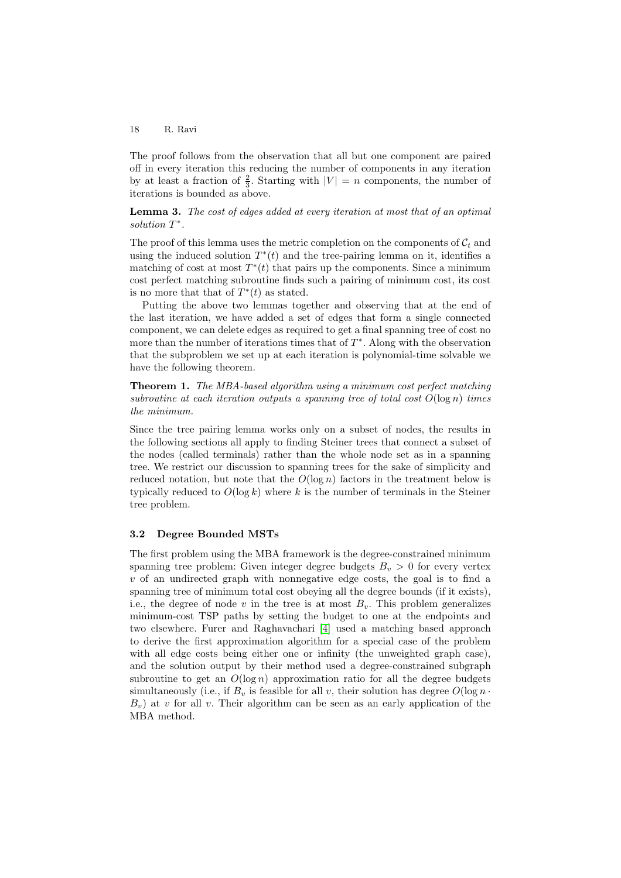The proof follows from the observation that all but one component are paired off in every iteration this reducing the number of components in any iteration by at least a fraction of $\frac{2}{3}$. Starting with $|V| = n$ components, the number of iterations is bounded as above.

**Lemma 3.** *The cost of edges added at every iteration at most that of an optimal solution $T^*$.*

The proof of this lemma uses the metric completion on the components of $\mathcal{C}_t$ and using the induced solution $T^*(t)$ and the tree-pairing lemma on it, identifies a matching of cost at most $T^*(t)$ that pairs up the components. Since a minimum cost perfect matching subroutine finds such a pairing of minimum cost, its cost is no more that that of $T^*(t)$ as stated.

Putting the above two lemmas together and observing that at the end of the last iteration, we have added a set of edges that form a single connected component, we can delete edges as required to get a final spanning tree of cost no more than the number of iterations times that of $T^*$. Along with the observation that the subproblem we set up at each iteration is polynomial-time solvable we have the following theorem.

**Theorem 1.** *The MBA-based algorithm using a minimum cost perfect matching subroutine at each iteration outputs a spanning tree of total cost $O(\log n)$ times the minimum.*

Since the tree pairing lemma works only on a subset of nodes, the results in the following sections all apply to finding Steiner trees that connect a subset of the nodes (called terminals) rather than the whole node set as in a spanning tree. We restrict our discussion to spanning trees for the sake of simplicity and reduced notation, but note that the $O(\log n)$ factors in the treatment below is typically reduced to $O(\log k)$ where $k$ is the number of terminals in the Steiner tree problem.

### 3.2 Degree Bounded MSTs

The first problem using the MBA framework is the degree-constrained minimum spanning tree problem: Given integer degree budgets $B_v > 0$ for every vertex $v$ of an undirected graph with nonnegative edge costs, the goal is to find a spanning tree of minimum total cost obeying all the degree bounds (if it exists), i.e., the degree of node $v$ in the tree is at most $B_v$. This problem generalizes minimum-cost TSP paths by setting the budget to one at the endpoints and two elsewhere. Furer and Raghavachari [4] used a matching based approach to derive the first approximation algorithm for a special case of the problem with all edge costs being either one or infinity (the unweighted graph case), and the solution output by their method used a degree-constrained subgraph subroutine to get an $O(\log n)$ approximation ratio for all the degree budgets simultaneously (i.e., if $B_v$ is feasible for all $v$, their solution has degree $O(\log n \cdot B_v)$ at $v$ for all $v$. Their algorithm can be seen as an early application of the MBA method.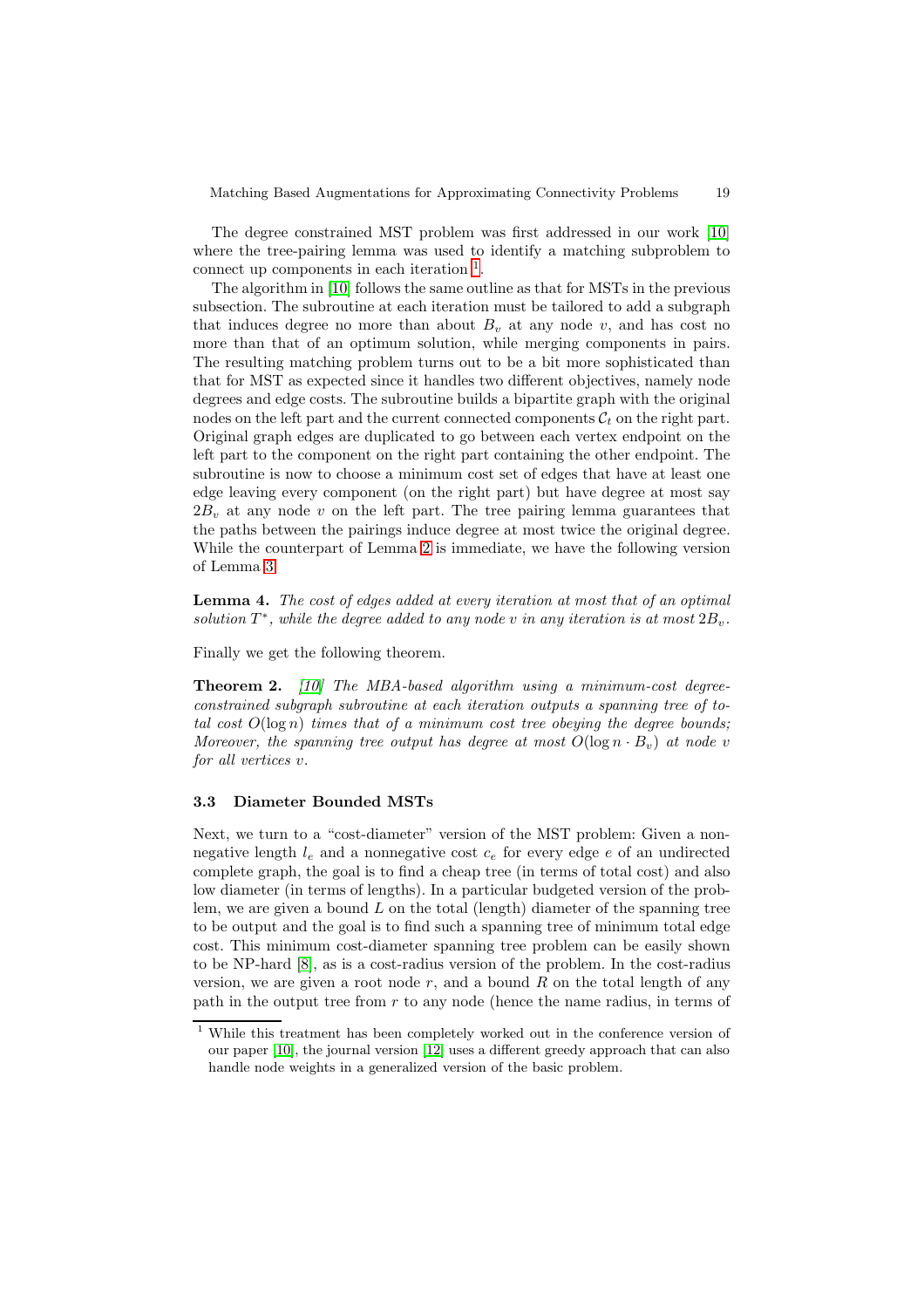The degree constrained MST problem was first addressed in our work [10] where the tree-pairing lemma was used to identify a matching subproblem to connect up components in each iteration [1].

The algorithm in [10] follows the same outline as that for MSTs in the previous subsection. The subroutine at each iteration must be tailored to add a subgraph that induces degree no more than about $B_v$ at any node $v$, and has cost no more than that of an optimum solution, while merging components in pairs. The resulting matching problem turns out to be a bit more sophisticated than that for MST as expected since it handles two different objectives, namely node degrees and edge costs. The subroutine builds a bipartite graph with the original nodes on the left part and the current connected components $\mathcal{C}_t$ on the right part. Original graph edges are duplicated to go between each vertex endpoint on the left part to the component on the right part containing the other endpoint. The subroutine is now to choose a minimum cost set of edges that have at least one edge leaving every component (on the right part) but have degree at most say $2B_v$ at any node $v$ on the left part. The tree pairing lemma guarantees that the paths between the pairings induce degree at most twice the original degree. While the counterpart of Lemma 2 is immediate, we have the following version of Lemma 3.

**Lemma 4.** *The cost of edges added at every iteration at most that of an optimal solution $T^*$, while the degree added to any node $v$ in any iteration is at most $2B_v$.*

Finally we get the following theorem.

**Theorem 2.** *[10] The MBA-based algorithm using a minimum-cost degree-constrained subgraph subroutine at each iteration outputs a spanning tree of total cost $O(\log n)$ times that of a minimum cost tree obeying the degree bounds; Moreover, the spanning tree output has degree at most $O(\log n \cdot B_v)$ at node $v$ for all vertices $v$.*

### 3.3 Diameter Bounded MSTs

Next, we turn to a "cost-diameter" version of the MST problem: Given a nonnegative length $l_e$ and a nonnegative cost $c_e$ for every edge $e$ of an undirected complete graph, the goal is to find a cheap tree (in terms of total cost) and also low diameter (in terms of lengths). In a particular budgeted version of the problem, we are given a bound $L$ on the total (length) diameter of the spanning tree to be output and the goal is to find such a spanning tree of minimum total edge cost. This minimum cost-diameter spanning tree problem can be easily shown to be NP-hard [8], as is a cost-radius version of the problem. In the cost-radius version, we are given a root node $r$, and a bound $R$ on the total length of any path in the output tree from $r$ to any node (hence the name radius, in terms of

[1] While this treatment has been completely worked out in the conference version of our paper [10], the journal version [12] uses a different greedy approach that can also handle node weights in a generalized version of the basic problem.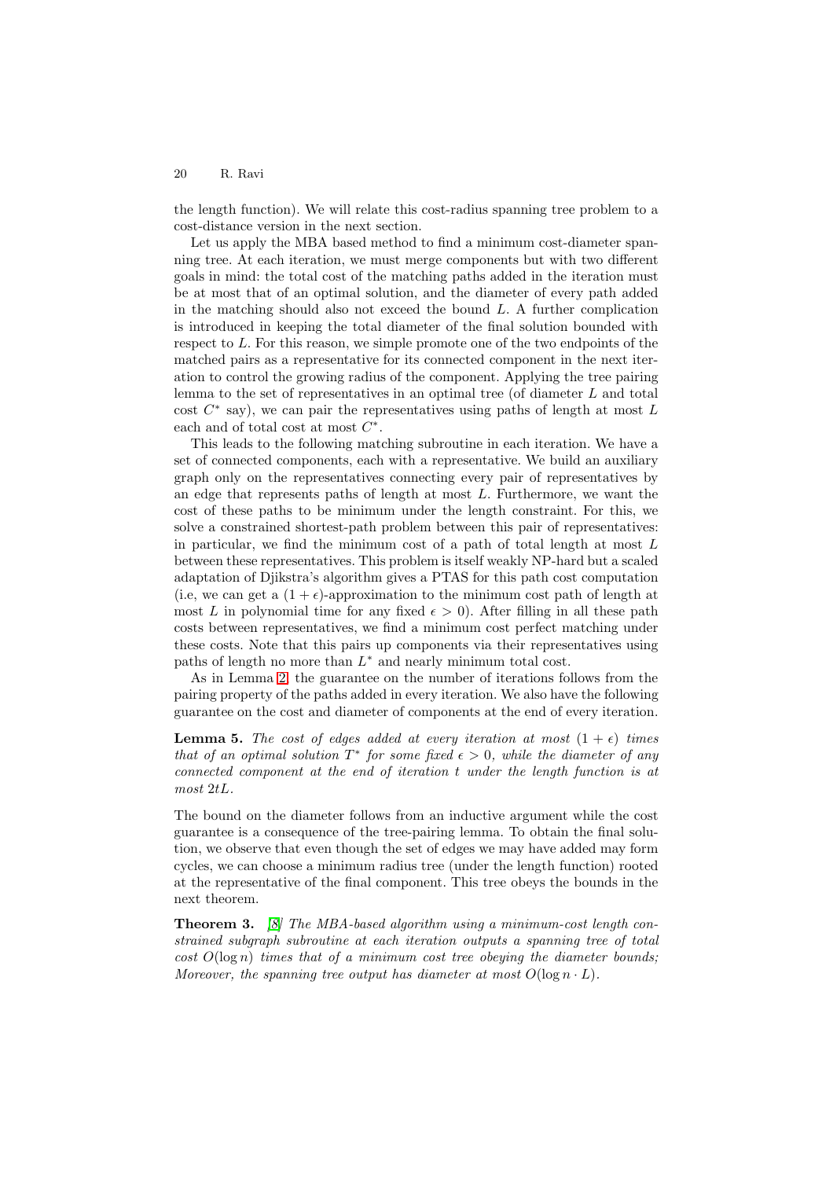the length function). We will relate this cost-radius spanning tree problem to a cost-distance version in the next section.

Let us apply the MBA based method to find a minimum cost-diameter spanning tree. At each iteration, we must merge components but with two different goals in mind: the total cost of the matching paths added in the iteration must be at most that of an optimal solution, and the diameter of every path added in the matching should also not exceed the bound $L$. A further complication is introduced in keeping the total diameter of the final solution bounded with respect to $L$. For this reason, we simple promote one of the two endpoints of the matched pairs as a representative for its connected component in the next iteration to control the growing radius of the component. Applying the tree pairing lemma to the set of representatives in an optimal tree (of diameter $L$ and total cost $C^*$ say), we can pair the representatives using paths of length at most $L$ each and of total cost at most $C^*$.

This leads to the following matching subroutine in each iteration. We have a set of connected components, each with a representative. We build an auxiliary graph only on the representatives connecting every pair of representatives by an edge that represents paths of length at most $L$. Furthermore, we want the cost of these paths to be minimum under the length constraint. For this, we solve a constrained shortest-path problem between this pair of representatives: in particular, we find the minimum cost of a path of total length at most $L$ between these representatives. This problem is itself weakly NP-hard but a scaled adaptation of Djikstra's algorithm gives a PTAS for this path cost computation (i.e, we can get a $(1+\epsilon)$-approximation to the minimum cost path of length at most $L$ in polynomial time for any fixed $\epsilon > 0$). After filling in all these path costs between representatives, we find a minimum cost perfect matching under these costs. Note that this pairs up components via their representatives using paths of length no more than $L^*$ and nearly minimum total cost.

As in Lemma 2, the guarantee on the number of iterations follows from the pairing property of the paths added in every iteration. We also have the following guarantee on the cost and diameter of components at the end of every iteration.

**Lemma 5.** *The cost of edges added at every iteration at most $(1+\epsilon)$ times that of an optimal solution $T^*$ for some fixed $\epsilon > 0$, while the diameter of any connected component at the end of iteration $t$ under the length function is at most $2tL$.*

The bound on the diameter follows from an inductive argument while the cost guarantee is a consequence of the tree-pairing lemma. To obtain the final solution, we observe that even though the set of edges we may have added may form cycles, we can choose a minimum radius tree (under the length function) rooted at the representative of the final component. This tree obeys the bounds in the next theorem.

**Theorem 3.** *[8] The MBA-based algorithm using a minimum-cost length constrained subgraph subroutine at each iteration outputs a spanning tree of total cost $O(\log n)$ times that of a minimum cost tree obeying the diameter bounds; Moreover, the spanning tree output has diameter at most $O(\log n \cdot L)$.*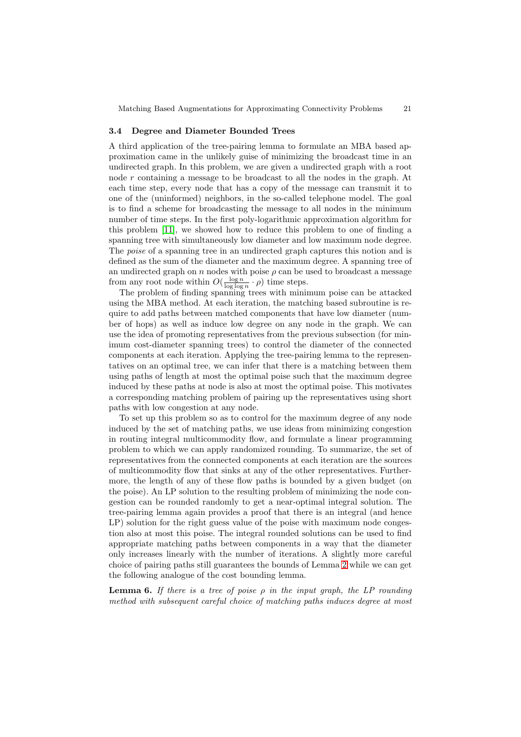### 3.4 Degree and Diameter Bounded Trees

A third application of the tree-pairing lemma to formulate an MBA based approximation came in the unlikely guise of minimizing the broadcast time in an undirected graph. In this problem, we are given a undirected graph with a root node $r$ containing a message to be broadcast to all the nodes in the graph. At each time step, every node that has a copy of the message can transmit it to one of the (uninformed) neighbors, in the so-called telephone model. The goal is to find a scheme for broadcasting the message to all nodes in the minimum number of time steps. In the first poly-logarithmic approximation algorithm for this problem [11], we showed how to reduce this problem to one of finding a spanning tree with simultaneously low diameter and low maximum node degree. The *poise* of a spanning tree in an undirected graph captures this notion and is defined as the sum of the diameter and the maximum degree. A spanning tree of an undirected graph on $n$ nodes with poise $\rho$ can be used to broadcast a message from any root node within $O(\frac{\log n}{\log \log n} \cdot \rho)$ time steps.

The problem of finding spanning trees with minimum poise can be attacked using the MBA method. At each iteration, the matching based subroutine is require to add paths between matched components that have low diameter (number of hops) as well as induce low degree on any node in the graph. We can use the idea of promoting representatives from the previous subsection (for minimum cost-diameter spanning trees) to control the diameter of the connected components at each iteration. Applying the tree-pairing lemma to the representatives on an optimal tree, we can infer that there is a matching between them using paths of length at most the optimal poise such that the maximum degree induced by these paths at node is also at most the optimal poise. This motivates a corresponding matching problem of pairing up the representatives using short paths with low congestion at any node.

To set up this problem so as to control for the maximum degree of any node induced by the set of matching paths, we use ideas from minimizing congestion in routing integral multicommodity flow, and formulate a linear programming problem to which we can apply randomized rounding. To summarize, the set of representatives from the connected components at each iteration are the sources of multicommodity flow that sinks at any of the other representatives. Furthermore, the length of any of these flow paths is bounded by a given budget (on the poise). An LP solution to the resulting problem of minimizing the node congestion can be rounded randomly to get a near-optimal integral solution. The tree-pairing lemma again provides a proof that there is an integral (and hence LP) solution for the right guess value of the poise with maximum node congestion also at most this poise. The integral rounded solutions can be used to find appropriate matching paths between components in a way that the diameter only increases linearly with the number of iterations. A slightly more careful choice of pairing paths still guarantees the bounds of Lemma 2 while we can get the following analogue of the cost bounding lemma.

**Lemma 6.** *If there is a tree of poise $\rho$ in the input graph, the LP rounding method with subsequent careful choice of matching paths induces degree at most*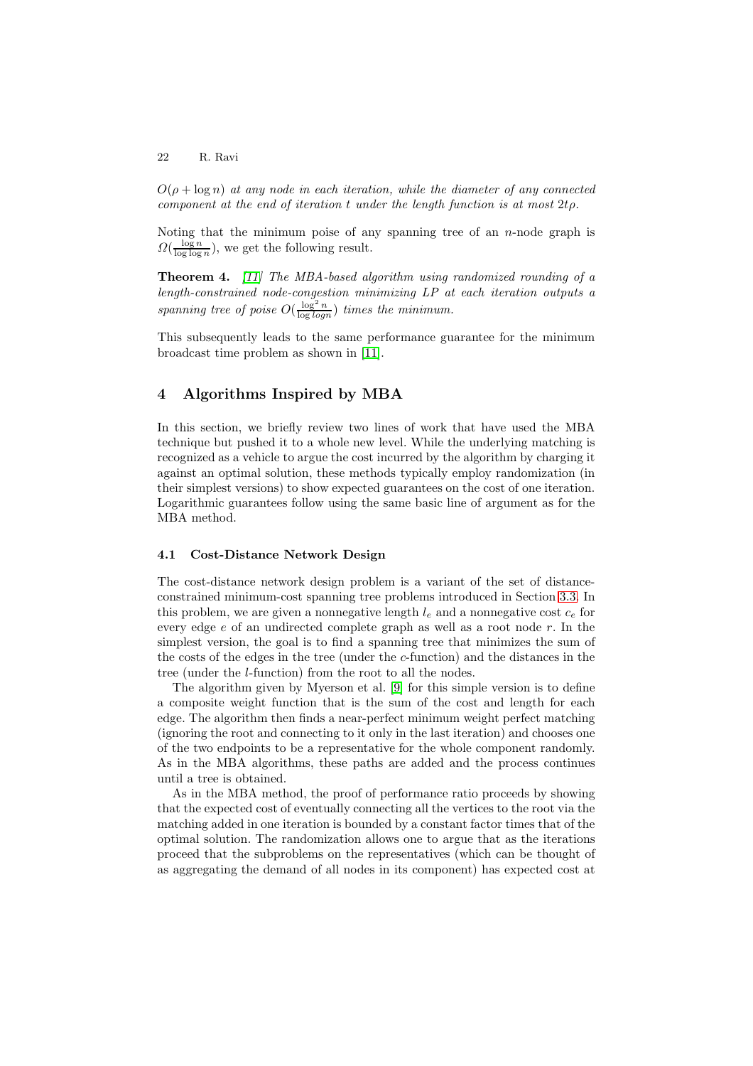*$O(\rho + \log n)$ at any node in each iteration, while the diameter of any connected component at the end of iteration $t$ under the length function is at most $2t\rho$.*

Noting that the minimum poise of any spanning tree of an $n$-node graph is $\Omega(\frac{\log n}{\log \log n})$, we get the following result.

**Theorem 4.** *[11] The MBA-based algorithm using randomized rounding of a length-constrained node-congestion minimizing LP at each iteration outputs a spanning tree of poise $O(\frac{\log^2 n}{\log log n})$ times the minimum.*

This subsequently leads to the same performance guarantee for the minimum broadcast time problem as shown in [11].

## 4 Algorithms Inspired by MBA

In this section, we briefly review two lines of work that have used the MBA technique but pushed it to a whole new level. While the underlying matching is recognized as a vehicle to argue the cost incurred by the algorithm by charging it against an optimal solution, these methods typically employ randomization (in their simplest versions) to show expected guarantees on the cost of one iteration. Logarithmic guarantees follow using the same basic line of argument as for the MBA method.

### 4.1 Cost-Distance Network Design

The cost-distance network design problem is a variant of the set of distance-constrained minimum-cost spanning tree problems introduced in Section 3.3. In this problem, we are given a nonnegative length $l_e$ and a nonnegative cost $c_e$ for every edge $e$ of an undirected complete graph as well as a root node $r$. In the simplest version, the goal is to find a spanning tree that minimizes the sum of the costs of the edges in the tree (under the $c$-function) and the distances in the tree (under the $l$-function) from the root to all the nodes.

The algorithm given by Myerson et al. [9] for this simple version is to define a composite weight function that is the sum of the cost and length for each edge. The algorithm then finds a near-perfect minimum weight perfect matching (ignoring the root and connecting to it only in the last iteration) and chooses one of the two endpoints to be a representative for the whole component randomly. As in the MBA algorithms, these paths are added and the process continues until a tree is obtained.

As in the MBA method, the proof of performance ratio proceeds by showing that the expected cost of eventually connecting all the vertices to the root via the matching added in one iteration is bounded by a constant factor times that of the optimal solution. The randomization allows one to argue that as the iterations proceed that the subproblems on the representatives (which can be thought of as aggregating the demand of all nodes in its component) has expected cost at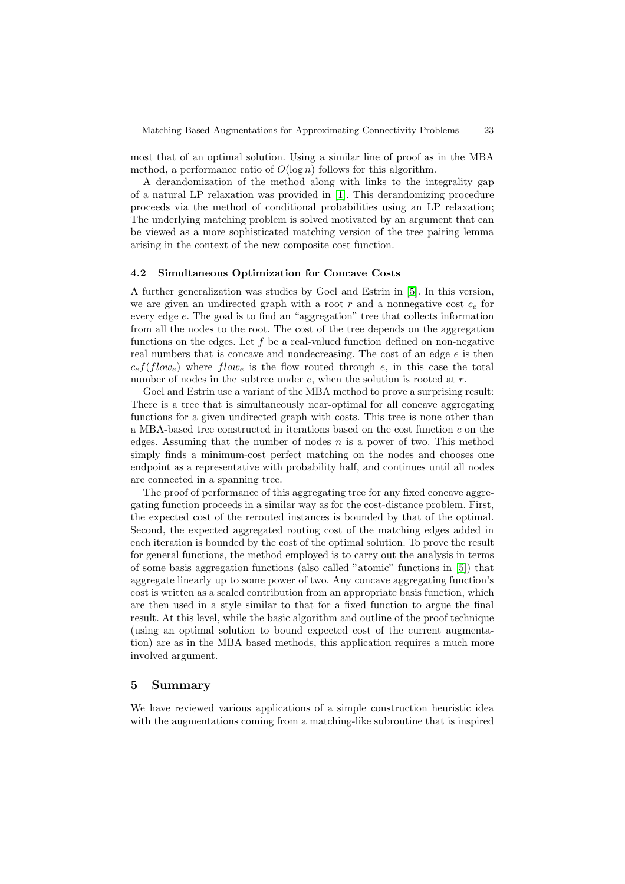most that of an optimal solution. Using a similar line of proof as in the MBA method, a performance ratio of $O(\log n)$ follows for this algorithm.

A derandomization of the method along with links to the integrality gap of a natural LP relaxation was provided in [1]. This derandomizing procedure proceeds via the method of conditional probabilities using an LP relaxation; The underlying matching problem is solved motivated by an argument that can be viewed as a more sophisticated matching version of the tree pairing lemma arising in the context of the new composite cost function.

### 4.2 Simultaneous Optimization for Concave Costs

A further generalization was studies by Goel and Estrin in [5]. In this version, we are given an undirected graph with a root $r$ and a nonnegative cost $c_e$ for every edge $e$. The goal is to find an "aggregation" tree that collects information from all the nodes to the root. The cost of the tree depends on the aggregation functions on the edges. Let $f$ be a real-valued function defined on non-negative real numbers that is concave and nondecreasing. The cost of an edge $e$ is then $c_e f(flow_e)$ where $flow_e$ is the flow routed through $e$, in this case the total number of nodes in the subtree under $e$, when the solution is rooted at $r$.

Goel and Estrin use a variant of the MBA method to prove a surprising result: There is a tree that is simultaneously near-optimal for all concave aggregating functions for a given undirected graph with costs. This tree is none other than a MBA-based tree constructed in iterations based on the cost function $c$ on the edges. Assuming that the number of nodes $n$ is a power of two. This method simply finds a minimum-cost perfect matching on the nodes and chooses one endpoint as a representative with probability half, and continues until all nodes are connected in a spanning tree.

The proof of performance of this aggregating tree for any fixed concave aggregating function proceeds in a similar way as for the cost-distance problem. First, the expected cost of the rerouted instances is bounded by that of the optimal. Second, the expected aggregated routing cost of the matching edges added in each iteration is bounded by the cost of the optimal solution. To prove the result for general functions, the method employed is to carry out the analysis in terms of some basis aggregation functions (also called "atomic" functions in [5]) that aggregate linearly up to some power of two. Any concave aggregating function's cost is written as a scaled contribution from an appropriate basis function, which are then used in a style similar to that for a fixed function to argue the final result. At this level, while the basic algorithm and outline of the proof technique (using an optimal solution to bound expected cost of the current augmentation) are as in the MBA based methods, this application requires a much more involved argument.

## 5 Summary

We have reviewed various applications of a simple construction heuristic idea with the augmentations coming from a matching-like subroutine that is inspired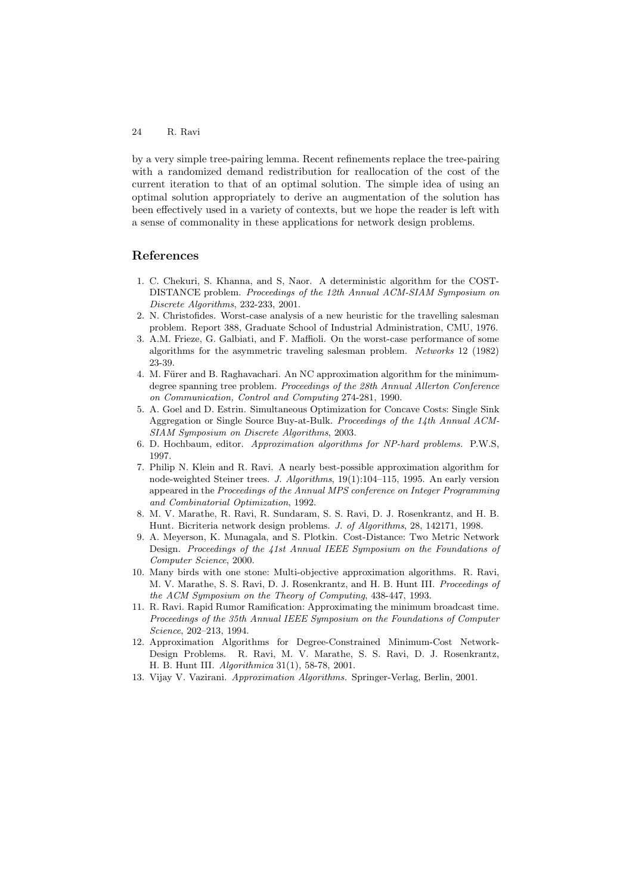by a very simple tree-pairing lemma. Recent refinements replace the tree-pairing with a randomized demand redistribution for reallocation of the cost of the current iteration to that of an optimal solution. The simple idea of using an optimal solution appropriately to derive an augmentation of the solution has been effectively used in a variety of contexts, but we hope the reader is left with a sense of commonality in these applications for network design problems.

## References

1. C. Chekuri, S. Khanna, and S, Naor. A deterministic algorithm for the COST-DISTANCE problem. *Proceedings of the 12th Annual ACM-SIAM Symposium on Discrete Algorithms*, 232-233, 2001.
2. N. Christofides. Worst-case analysis of a new heuristic for the travelling salesman problem. Report 388, Graduate School of Industrial Administration, CMU, 1976.
3. A.M. Frieze, G. Galbiati, and F. Maffioli. On the worst-case performance of some algorithms for the asymmetric traveling salesman problem. *Networks* 12 (1982) 23-39.
4. M. Fürer and B. Raghavachari. An NC approximation algorithm for the minimum-degree spanning tree problem. *Proceedings of the 28th Annual Allerton Conference on Communication, Control and Computing* 274-281, 1990.
5. A. Goel and D. Estrin. Simultaneous Optimization for Concave Costs: Single Sink Aggregation or Single Source Buy-at-Bulk. *Proceedings of the 14th Annual ACM-SIAM Symposium on Discrete Algorithms*, 2003.
6. D. Hochbaum, editor. *Approximation algorithms for NP-hard problems.* P.W.S, 1997.
7. Philip N. Klein and R. Ravi. A nearly best-possible approximation algorithm for node-weighted Steiner trees. *J. Algorithms*, 19(1):104–115, 1995. An early version appeared in the *Proceedings of the Annual MPS conference on Integer Programming and Combinatorial Optimization*, 1992.
8. M. V. Marathe, R. Ravi, R. Sundaram, S. S. Ravi, D. J. Rosenkrantz, and H. B. Hunt. Bicriteria network design problems. *J. of Algorithms*, 28, 142171, 1998.
9. A. Meyerson, K. Munagala, and S. Plotkin. Cost-Distance: Two Metric Network Design. *Proceedings of the 41st Annual IEEE Symposium on the Foundations of Computer Science*, 2000.
10. Many birds with one stone: Multi-objective approximation algorithms. R. Ravi, M. V. Marathe, S. S. Ravi, D. J. Rosenkrantz, and H. B. Hunt III. *Proceedings of the ACM Symposium on the Theory of Computing*, 438-447, 1993.
11. R. Ravi. Rapid Rumor Ramification: Approximating the minimum broadcast time. *Proceedings of the 35th Annual IEEE Symposium on the Foundations of Computer Science*, 202–213, 1994.
12. Approximation Algorithms for Degree-Constrained Minimum-Cost Network-Design Problems. R. Ravi, M. V. Marathe, S. S. Ravi, D. J. Rosenkrantz, H. B. Hunt III. *Algorithmica* 31(1), 58-78, 2001.
13. Vijay V. Vazirani. *Approximation Algorithms.* Springer-Verlag, Berlin, 2001.